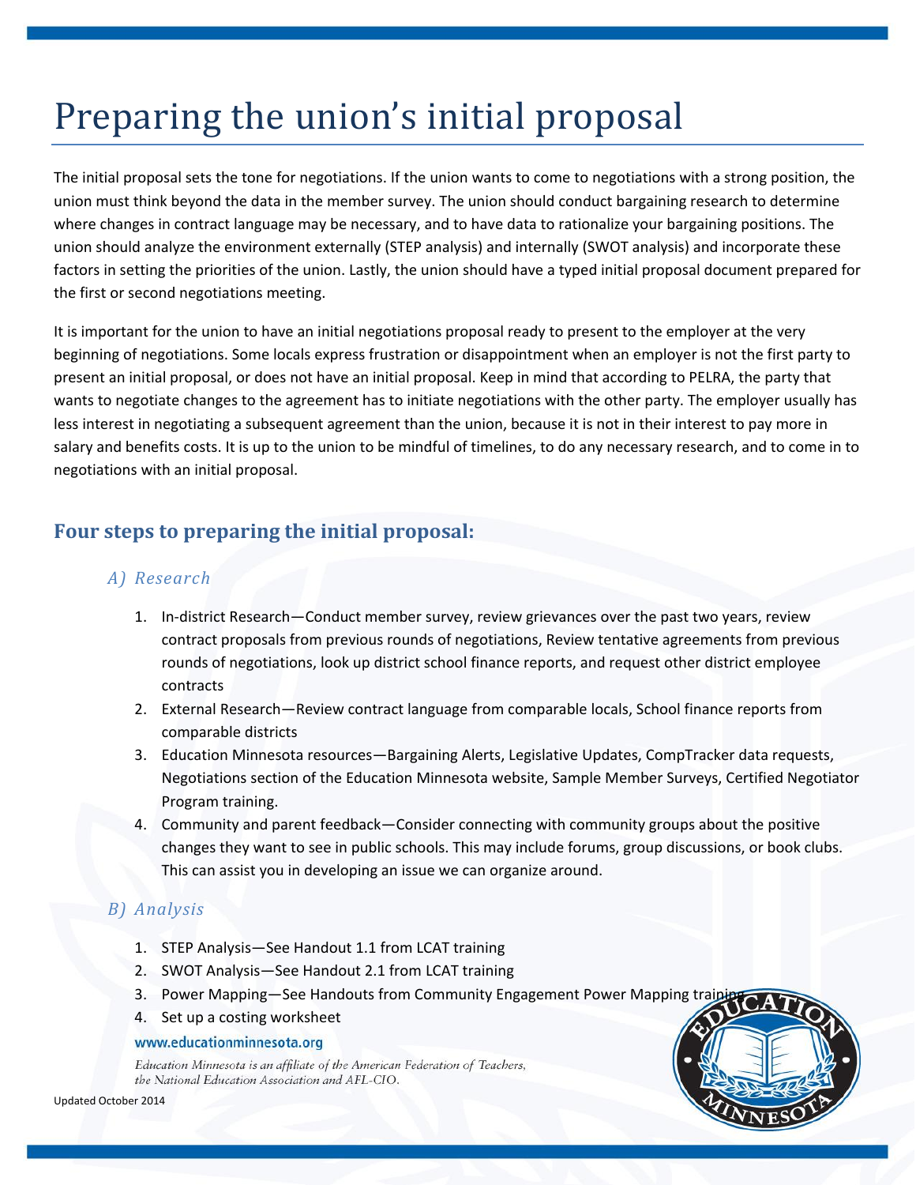# Preparing the union's initial proposal

The initial proposal sets the tone for negotiations. If the union wants to come to negotiations with a strong position, the union must think beyond the data in the member survey. The union should conduct bargaining research to determine where changes in contract language may be necessary, and to have data to rationalize your bargaining positions. The union should analyze the environment externally (STEP analysis) and internally (SWOT analysis) and incorporate these factors in setting the priorities of the union. Lastly, the union should have a typed initial proposal document prepared for the first or second negotiations meeting.

It is important for the union to have an initial negotiations proposal ready to present to the employer at the very beginning of negotiations. Some locals express frustration or disappointment when an employer is not the first party to present an initial proposal, or does not have an initial proposal. Keep in mind that according to PELRA, the party that wants to negotiate changes to the agreement has to initiate negotiations with the other party. The employer usually has less interest in negotiating a subsequent agreement than the union, because it is not in their interest to pay more in salary and benefits costs. It is up to the union to be mindful of timelines, to do any necessary research, and to come in to negotiations with an initial proposal.

## Four steps to preparing the initial proposal:

### *A) Research*

1. In-district Research—Conduct member survey, review grievances over the past two years, review contract proposals from previous rounds of negotiations, Review tentative agreements from previous rounds of negotiations, look up district school finance reports, and request other district employee contracts
2. External Research—Review contract language from comparable locals, School finance reports from comparable districts
3. Education Minnesota resources—Bargaining Alerts, Legislative Updates, CompTracker data requests, Negotiations section of the Education Minnesota website, Sample Member Surveys, Certified Negotiator Program training.
4. Community and parent feedback—Consider connecting with community groups about the positive changes they want to see in public schools. This may include forums, group discussions, or book clubs. This can assist you in developing an issue we can organize around.

### *B) Analysis*

1. STEP Analysis—See Handout 1.1 from LCAT training
2. SWOT Analysis—See Handout 2.1 from LCAT training
3. Power Mapping—See Handouts from Community Engagement Power Mapping training
4. Set up a costing worksheet

www.educationminnesota.org

*Education Minnesota is an affiliate of the American Federation of Teachers, the National Education Association and AFL-CIO.*

Updated October 2014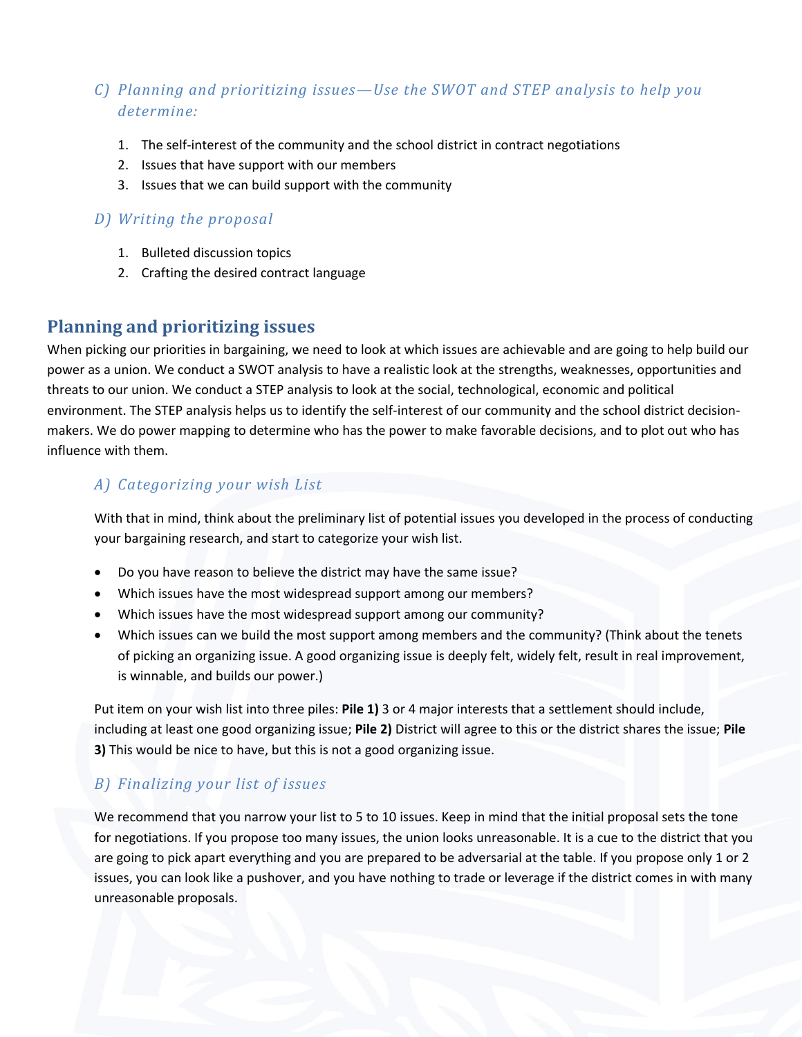### C) *Planning and prioritizing issues—Use the SWOT and STEP analysis to help you determine:*

1. The self-interest of the community and the school district in contract negotiations
2. Issues that have support with our members
3. Issues that we can build support with the community

### D) *Writing the proposal*

1. Bulleted discussion topics
2. Crafting the desired contract language

## Planning and prioritizing issues

When picking our priorities in bargaining, we need to look at which issues are achievable and are going to help build our power as a union. We conduct a SWOT analysis to have a realistic look at the strengths, weaknesses, opportunities and threats to our union. We conduct a STEP analysis to look at the social, technological, economic and political environment. The STEP analysis helps us to identify the self-interest of our community and the school district decision-makers. We do power mapping to determine who has the power to make favorable decisions, and to plot out who has influence with them.

### A) *Categorizing your wish List*

With that in mind, think about the preliminary list of potential issues you developed in the process of conducting your bargaining research, and start to categorize your wish list.

- Do you have reason to believe the district may have the same issue?
- Which issues have the most widespread support among our members?
- Which issues have the most widespread support among our community?
- Which issues can we build the most support among members and the community? (Think about the tenets of picking an organizing issue. A good organizing issue is deeply felt, widely felt, result in real improvement, is winnable, and builds our power.)

Put item on your wish list into three piles: **Pile 1)** 3 or 4 major interests that a settlement should include, including at least one good organizing issue; **Pile 2)** District will agree to this or the district shares the issue; **Pile 3)** This would be nice to have, but this is not a good organizing issue.

### B) *Finalizing your list of issues*

We recommend that you narrow your list to 5 to 10 issues. Keep in mind that the initial proposal sets the tone for negotiations. If you propose too many issues, the union looks unreasonable. It is a cue to the district that you are going to pick apart everything and you are prepared to be adversarial at the table. If you propose only 1 or 2 issues, you can look like a pushover, and you have nothing to trade or leverage if the district comes in with many unreasonable proposals.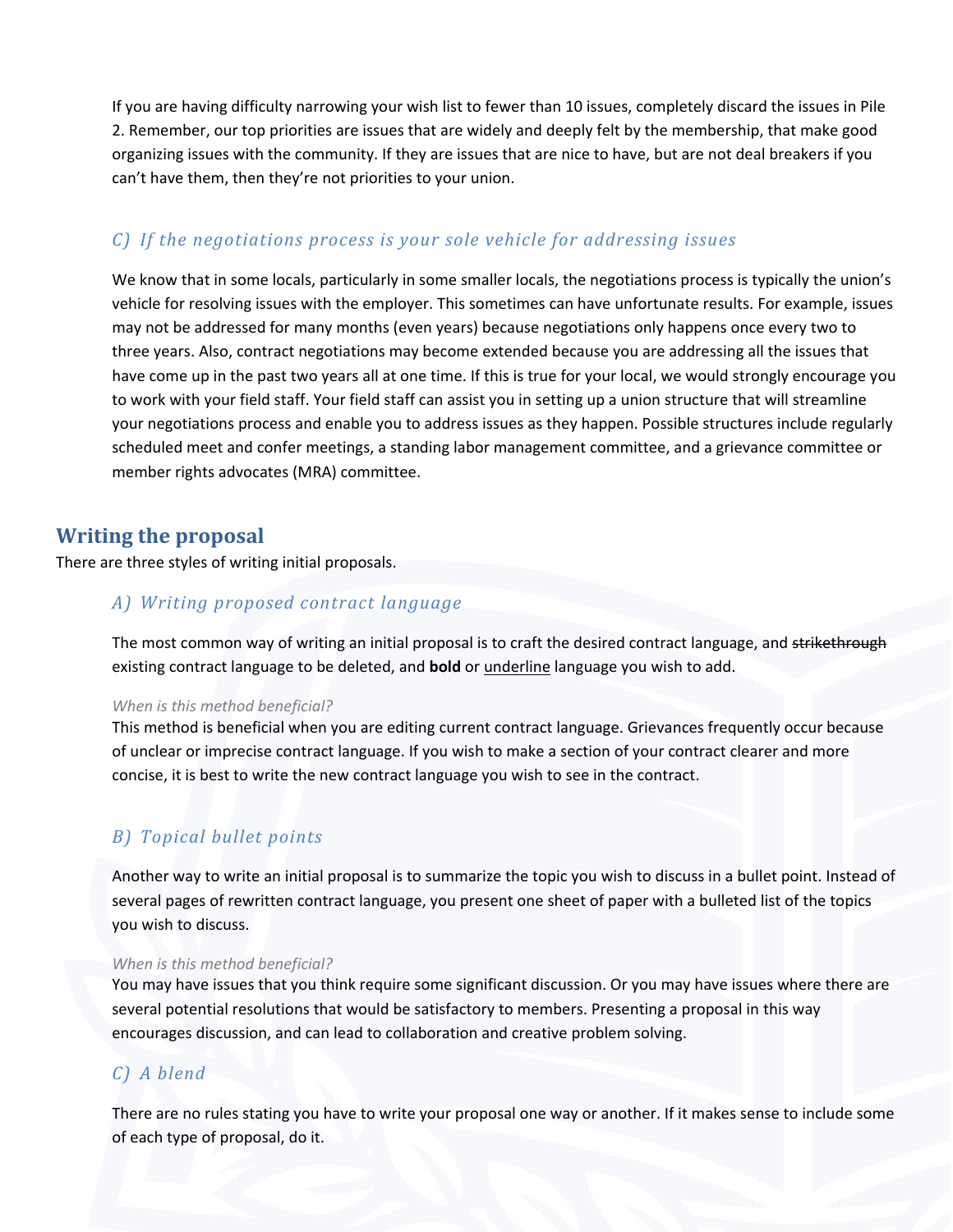If you are having difficulty narrowing your wish list to fewer than 10 issues, completely discard the issues in Pile 2. Remember, our top priorities are issues that are widely and deeply felt by the membership, that make good organizing issues with the community. If they are issues that are nice to have, but are not deal breakers if you can't have them, then they're not priorities to your union.

### *C) If the negotiations process is your sole vehicle for addressing issues*

We know that in some locals, particularly in some smaller locals, the negotiations process is typically the union's vehicle for resolving issues with the employer. This sometimes can have unfortunate results. For example, issues may not be addressed for many months (even years) because negotiations only happens once every two to three years. Also, contract negotiations may become extended because you are addressing all the issues that have come up in the past two years all at one time. If this is true for your local, we would strongly encourage you to work with your field staff. Your field staff can assist you in setting up a union structure that will streamline your negotiations process and enable you to address issues as they happen. Possible structures include regularly scheduled meet and confer meetings, a standing labor management committee, and a grievance committee or member rights advocates (MRA) committee.

## Writing the proposal

There are three styles of writing initial proposals.

### *A) Writing proposed contract language*

The most common way of writing an initial proposal is to craft the desired contract language, and ~~strikethrough~~ existing contract language to be deleted, and **bold** or <u>underline</u> language you wish to add.

*When is this method beneficial?*

This method is beneficial when you are editing current contract language. Grievances frequently occur because of unclear or imprecise contract language. If you wish to make a section of your contract clearer and more concise, it is best to write the new contract language you wish to see in the contract.

### *B) Topical bullet points*

Another way to write an initial proposal is to summarize the topic you wish to discuss in a bullet point. Instead of several pages of rewritten contract language, you present one sheet of paper with a bulleted list of the topics you wish to discuss.

*When is this method beneficial?*

You may have issues that you think require some significant discussion. Or you may have issues where there are several potential resolutions that would be satisfactory to members. Presenting a proposal in this way encourages discussion, and can lead to collaboration and creative problem solving.

### *C) A blend*

There are no rules stating you have to write your proposal one way or another. If it makes sense to include some of each type of proposal, do it.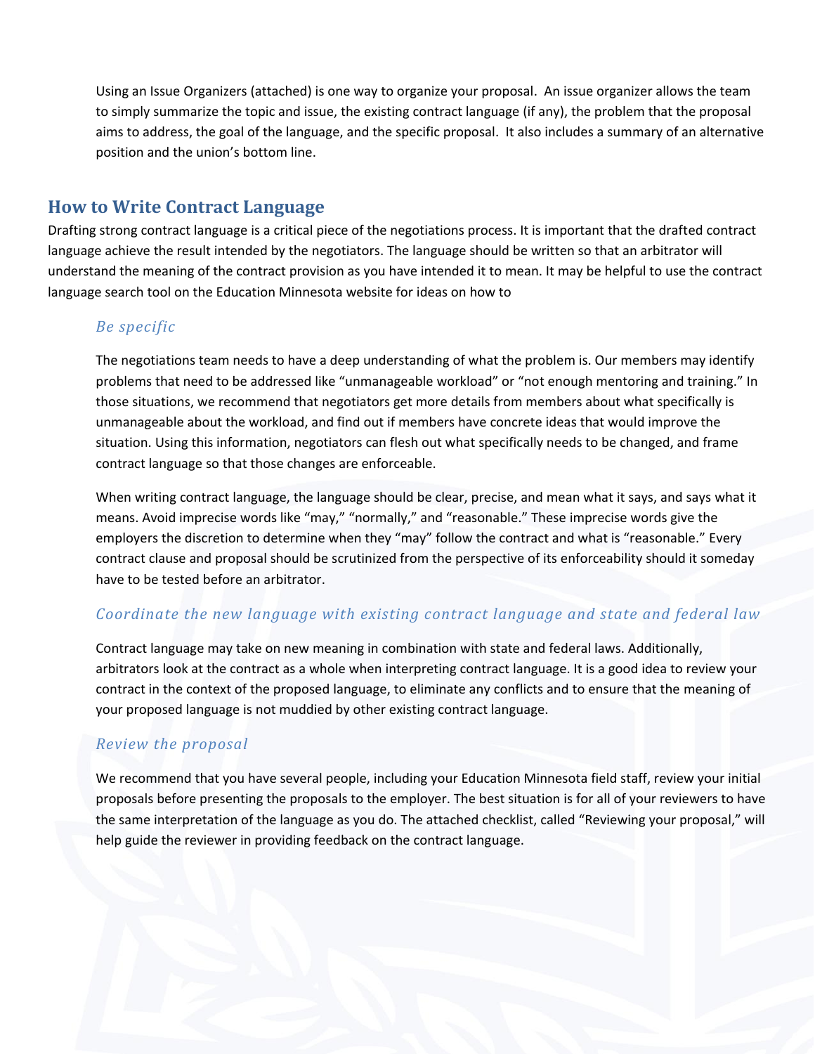Using an Issue Organizers (attached) is one way to organize your proposal. An issue organizer allows the team to simply summarize the topic and issue, the existing contract language (if any), the problem that the proposal aims to address, the goal of the language, and the specific proposal. It also includes a summary of an alternative position and the union's bottom line.

## How to Write Contract Language

Drafting strong contract language is a critical piece of the negotiations process. It is important that the drafted contract language achieve the result intended by the negotiators. The language should be written so that an arbitrator will understand the meaning of the contract provision as you have intended it to mean. It may be helpful to use the contract language search tool on the Education Minnesota website for ideas on how to

### *Be specific*

The negotiations team needs to have a deep understanding of what the problem is. Our members may identify problems that need to be addressed like "unmanageable workload" or "not enough mentoring and training." In those situations, we recommend that negotiators get more details from members about what specifically is unmanageable about the workload, and find out if members have concrete ideas that would improve the situation. Using this information, negotiators can flesh out what specifically needs to be changed, and frame contract language so that those changes are enforceable.

When writing contract language, the language should be clear, precise, and mean what it says, and says what it means. Avoid imprecise words like "may," "normally," and "reasonable." These imprecise words give the employers the discretion to determine when they "may" follow the contract and what is "reasonable." Every contract clause and proposal should be scrutinized from the perspective of its enforceability should it someday have to be tested before an arbitrator.

### *Coordinate the new language with existing contract language and state and federal law*

Contract language may take on new meaning in combination with state and federal laws. Additionally, arbitrators look at the contract as a whole when interpreting contract language. It is a good idea to review your contract in the context of the proposed language, to eliminate any conflicts and to ensure that the meaning of your proposed language is not muddied by other existing contract language.

### *Review the proposal*

We recommend that you have several people, including your Education Minnesota field staff, review your initial proposals before presenting the proposals to the employer. The best situation is for all of your reviewers to have the same interpretation of the language as you do. The attached checklist, called "Reviewing your proposal," will help guide the reviewer in providing feedback on the contract language.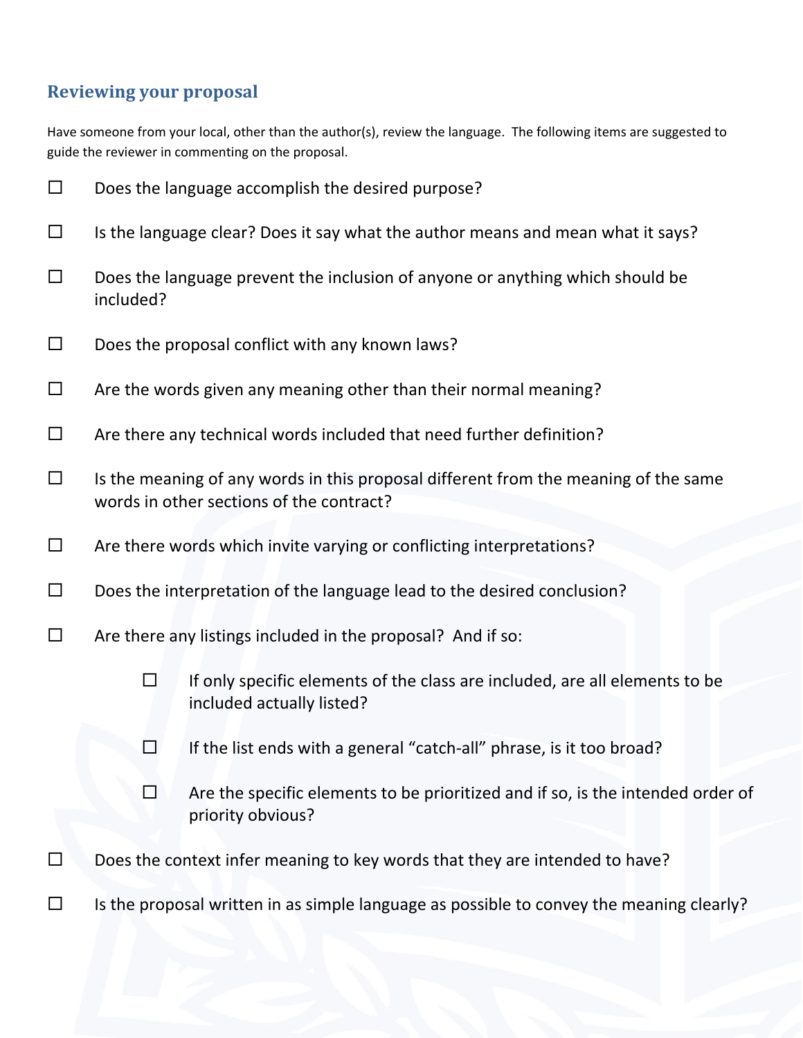## Reviewing your proposal

Have someone from your local, other than the author(s), review the language. The following items are suggested to guide the reviewer in commenting on the proposal.

- ☐ Does the language accomplish the desired purpose?
- ☐ Is the language clear? Does it say what the author means and mean what it says?
- ☐ Does the language prevent the inclusion of anyone or anything which should be included?
- ☐ Does the proposal conflict with any known laws?
- ☐ Are the words given any meaning other than their normal meaning?
- ☐ Are there any technical words included that need further definition?
- ☐ Is the meaning of any words in this proposal different from the meaning of the same words in other sections of the contract?
- ☐ Are there words which invite varying or conflicting interpretations?
- ☐ Does the interpretation of the language lead to the desired conclusion?
- ☐ Are there any listings included in the proposal? And if so:
    - ☐ If only specific elements of the class are included, are all elements to be included actually listed?
    - ☐ If the list ends with a general "catch-all" phrase, is it too broad?
    - ☐ Are the specific elements to be prioritized and if so, is the intended order of priority obvious?
- ☐ Does the context infer meaning to key words that they are intended to have?
- ☐ Is the proposal written in as simple language as possible to convey the meaning clearly?